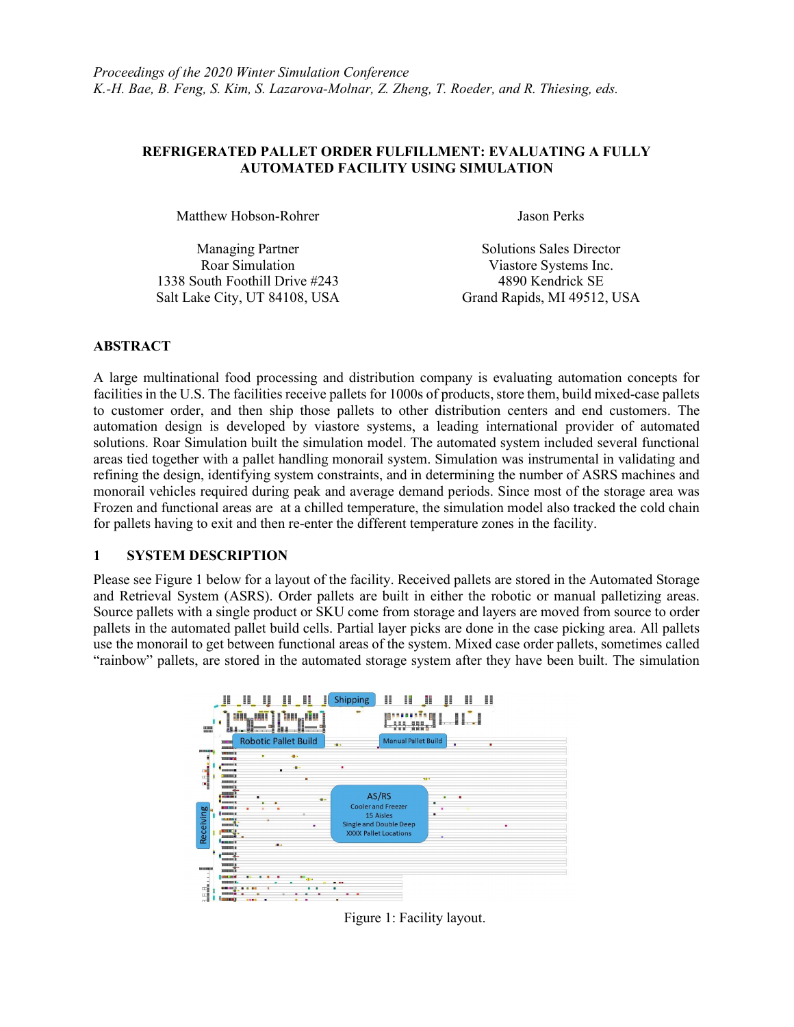*Proceedings of the 2020 Winter Simulation Conference*
*K.-H. Bae, B. Feng, S. Kim, S. Lazarova-Molnar, Z. Zheng, T. Roeder, and R. Thiesing, eds.*

# REFRIGERATED PALLET ORDER FULFILLMENT: EVALUATING A FULLY AUTOMATED FACILITY USING SIMULATION

Matthew Hobson-Rohrer

Managing Partner
Roar Simulation
1338 South Foothill Drive #243
Salt Lake City, UT 84108, USA

Jason Perks

Solutions Sales Director
Viastore Systems Inc.
4890 Kendrick SE
Grand Rapids, MI 49512, USA

## ABSTRACT

A large multinational food processing and distribution company is evaluating automation concepts for facilities in the U.S. The facilities receive pallets for 1000s of products, store them, build mixed-case pallets to customer order, and then ship those pallets to other distribution centers and end customers. The automation design is developed by viastore systems, a leading international provider of automated solutions. Roar Simulation built the simulation model. The automated system included several functional areas tied together with a pallet handling monorail system. Simulation was instrumental in validating and refining the design, identifying system constraints, and in determining the number of ASRS machines and monorail vehicles required during peak and average demand periods. Since most of the storage area was Frozen and functional areas are at a chilled temperature, the simulation model also tracked the cold chain for pallets having to exit and then re-enter the different temperature zones in the facility.

## 1 SYSTEM DESCRIPTION

Please see Figure 1 below for a layout of the facility. Received pallets are stored in the Automated Storage and Retrieval System (ASRS). Order pallets are built in either the robotic or manual palletizing areas. Source pallets with a single product or SKU come from storage and layers are moved from source to order pallets in the automated pallet build cells. Partial layer picks are done in the case picking area. All pallets use the monorail to get between functional areas of the system. Mixed case order pallets, sometimes called "rainbow" pallets, are stored in the automated storage system after they have been built. The simulation

Figure 1: Facility layout.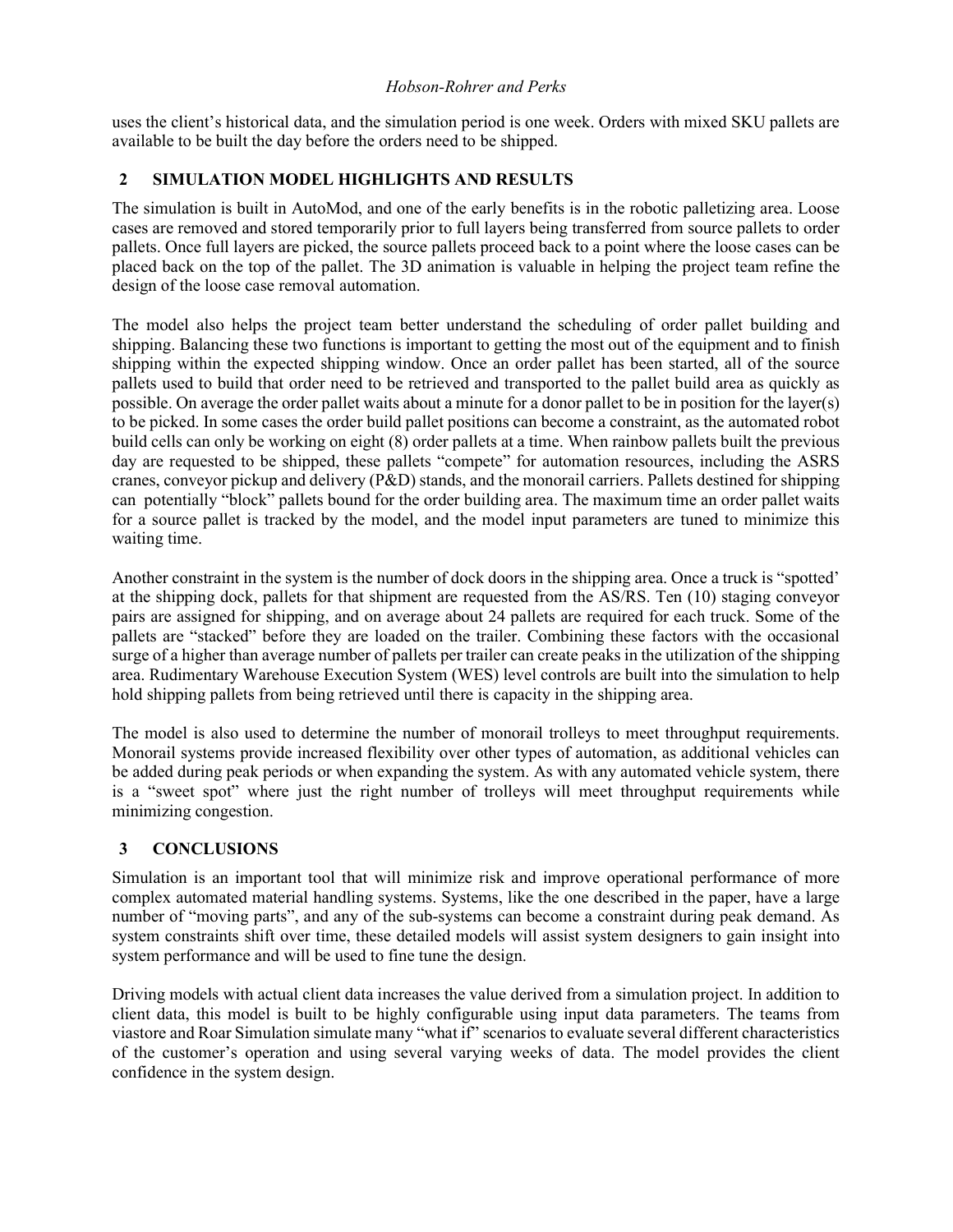uses the client's historical data, and the simulation period is one week. Orders with mixed SKU pallets are available to be built the day before the orders need to be shipped.

## 2 SIMULATION MODEL HIGHLIGHTS AND RESULTS

The simulation is built in AutoMod, and one of the early benefits is in the robotic palletizing area. Loose cases are removed and stored temporarily prior to full layers being transferred from source pallets to order pallets. Once full layers are picked, the source pallets proceed back to a point where the loose cases can be placed back on the top of the pallet. The 3D animation is valuable in helping the project team refine the design of the loose case removal automation.

The model also helps the project team better understand the scheduling of order pallet building and shipping. Balancing these two functions is important to getting the most out of the equipment and to finish shipping within the expected shipping window. Once an order pallet has been started, all of the source pallets used to build that order need to be retrieved and transported to the pallet build area as quickly as possible. On average the order pallet waits about a minute for a donor pallet to be in position for the layer(s) to be picked. In some cases the order build pallet positions can become a constraint, as the automated robot build cells can only be working on eight (8) order pallets at a time. When rainbow pallets built the previous day are requested to be shipped, these pallets "compete" for automation resources, including the ASRS cranes, conveyor pickup and delivery (P&D) stands, and the monorail carriers. Pallets destined for shipping can potentially "block" pallets bound for the order building area. The maximum time an order pallet waits for a source pallet is tracked by the model, and the model input parameters are tuned to minimize this waiting time.

Another constraint in the system is the number of dock doors in the shipping area. Once a truck is "spotted' at the shipping dock, pallets for that shipment are requested from the AS/RS. Ten (10) staging conveyor pairs are assigned for shipping, and on average about 24 pallets are required for each truck. Some of the pallets are "stacked" before they are loaded on the trailer. Combining these factors with the occasional surge of a higher than average number of pallets per trailer can create peaks in the utilization of the shipping area. Rudimentary Warehouse Execution System (WES) level controls are built into the simulation to help hold shipping pallets from being retrieved until there is capacity in the shipping area.

The model is also used to determine the number of monorail trolleys to meet throughput requirements. Monorail systems provide increased flexibility over other types of automation, as additional vehicles can be added during peak periods or when expanding the system. As with any automated vehicle system, there is a "sweet spot" where just the right number of trolleys will meet throughput requirements while minimizing congestion.

## 3 CONCLUSIONS

Simulation is an important tool that will minimize risk and improve operational performance of more complex automated material handling systems. Systems, like the one described in the paper, have a large number of "moving parts", and any of the sub-systems can become a constraint during peak demand. As system constraints shift over time, these detailed models will assist system designers to gain insight into system performance and will be used to fine tune the design.

Driving models with actual client data increases the value derived from a simulation project. In addition to client data, this model is built to be highly configurable using input data parameters. The teams from viastore and Roar Simulation simulate many "what if" scenarios to evaluate several different characteristics of the customer's operation and using several varying weeks of data. The model provides the client confidence in the system design.